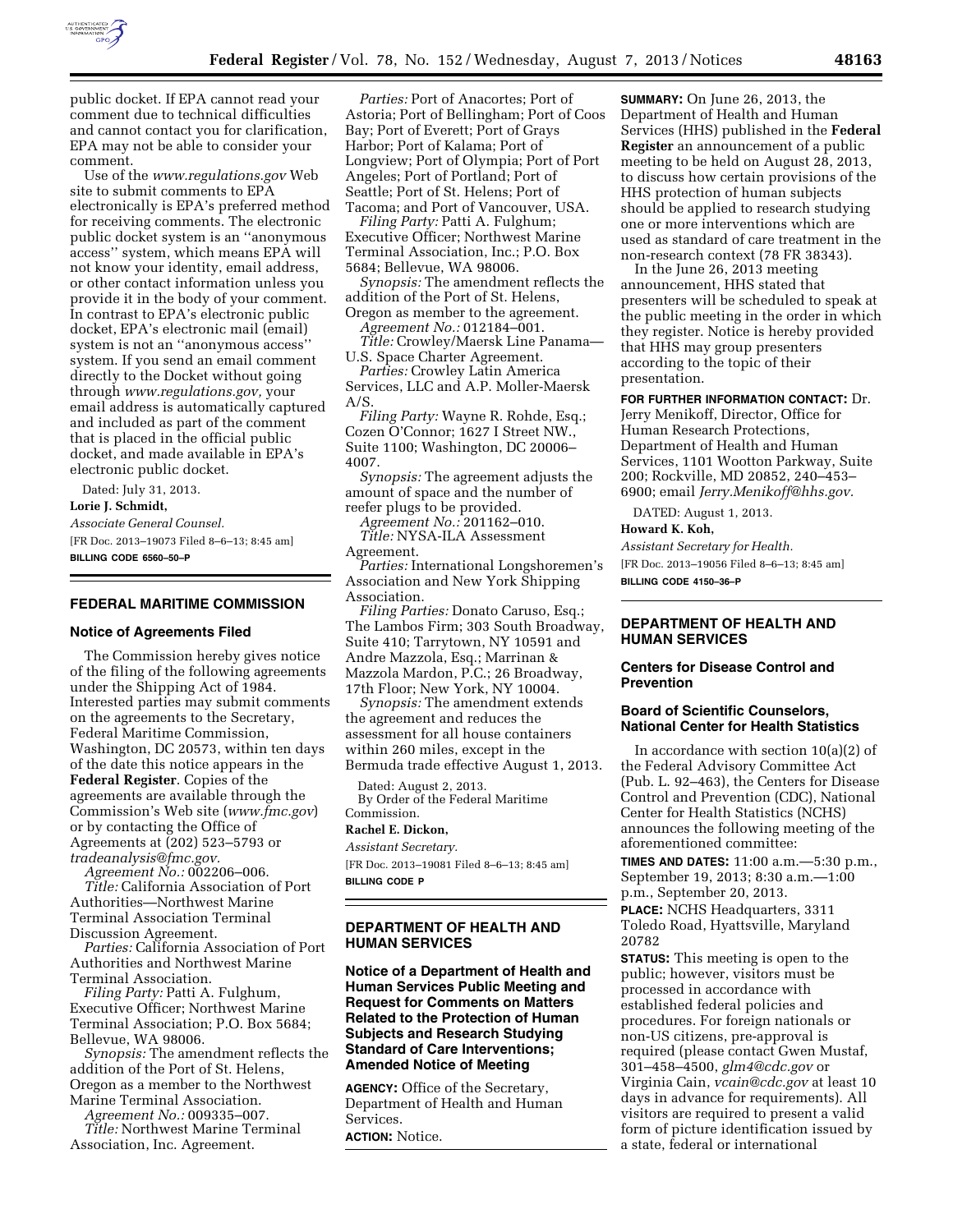public docket. If EPA cannot read your comment due to technical difficulties and cannot contact you for clarification, EPA may not be able to consider your comment.

Use of the *www.regulations.gov* Web site to submit comments to EPA electronically is EPA's preferred method for receiving comments. The electronic public docket system is an ''anonymous access'' system, which means EPA will not know your identity, email address, or other contact information unless you provide it in the body of your comment. In contrast to EPA's electronic public docket, EPA's electronic mail (email) system is not an ''anonymous access'' system. If you send an email comment directly to the Docket without going through *www.regulations.gov,* your email address is automatically captured and included as part of the comment that is placed in the official public docket, and made available in EPA's electronic public docket.

Dated: July 31, 2013.

**Lorie J. Schmidt,**

*Associate General Counsel.*

[FR Doc. 2013–19073 Filed 8–6–13; 8:45 am]

**BILLING CODE 6560–50–P**

## FEDERAL MARITIME COMMISSION

### Notice of Agreements Filed

The Commission hereby gives notice of the filing of the following agreements under the Shipping Act of 1984. Interested parties may submit comments on the agreements to the Secretary, Federal Maritime Commission, Washington, DC 20573, within ten days of the date this notice appears in the **Federal Register**. Copies of the agreements are available through the Commission's Web site (*www.fmc.gov*) or by contacting the Office of Agreements at (202) 523–5793 or *tradeanalysis@fmc.gov.*

*Agreement No.:* 002206–006.

*Title:* California Association of Port Authorities—Northwest Marine Terminal Association Terminal Discussion Agreement.

*Parties:* California Association of Port Authorities and Northwest Marine Terminal Association.

*Filing Party:* Patti A. Fulghum, Executive Officer; Northwest Marine Terminal Association; P.O. Box 5684; Bellevue, WA 98006.

*Synopsis:* The amendment reflects the addition of the Port of St. Helens, Oregon as a member to the Northwest Marine Terminal Association.

*Agreement No.:* 009335–007.

*Title:* Northwest Marine Terminal Association, Inc. Agreement.

*Parties:* Port of Anacortes; Port of Astoria; Port of Bellingham; Port of Coos Bay; Port of Everett; Port of Grays Harbor; Port of Kalama; Port of Longview; Port of Olympia; Port of Port Angeles; Port of Portland; Port of Seattle; Port of St. Helens; Port of Tacoma; and Port of Vancouver, USA.

*Filing Party:* Patti A. Fulghum; Executive Officer; Northwest Marine Terminal Association, Inc.; P.O. Box 5684; Bellevue, WA 98006.

*Synopsis:* The amendment reflects the addition of the Port of St. Helens, Oregon as member to the agreement.

*Agreement No.:* 012184–001.

*Title:* Crowley/Maersk Line Panama—U.S. Space Charter Agreement.

*Parties:* Crowley Latin America Services, LLC and A.P. Moller-Maersk A/S.

*Filing Party:* Wayne R. Rohde, Esq.; Cozen O'Connor; 1627 I Street NW., Suite 1100; Washington, DC 20006–4007.

*Synopsis:* The agreement adjusts the amount of space and the number of reefer plugs to be provided.

*Agreement No.:* 201162–010.

*Title:* NYSA-ILA Assessment Agreement.

*Parties:* International Longshoremen's Association and New York Shipping Association.

*Filing Parties:* Donato Caruso, Esq.; The Lambos Firm; 303 South Broadway, Suite 410; Tarrytown, NY 10591 and Andre Mazzola, Esq.; Marrinan & Mazzola Mardon, P.C.; 26 Broadway, 17th Floor; New York, NY 10004.

*Synopsis:* The amendment extends the agreement and reduces the assessment for all house containers within 260 miles, except in the Bermuda trade effective August 1, 2013.

Dated: August 2, 2013.

By Order of the Federal Maritime Commission.

**Rachel E. Dickon,**

*Assistant Secretary.*

[FR Doc. 2013–19081 Filed 8–6–13; 8:45 am]

**BILLING CODE P**

## DEPARTMENT OF HEALTH AND HUMAN SERVICES

### Notice of a Department of Health and Human Services Public Meeting and Request for Comments on Matters Related to the Protection of Human Subjects and Research Studying Standard of Care Interventions; Amended Notice of Meeting

**AGENCY:** Office of the Secretary, Department of Health and Human Services.

**ACTION:** Notice.

**SUMMARY:** On June 26, 2013, the Department of Health and Human Services (HHS) published in the **Federal Register** an announcement of a public meeting to be held on August 28, 2013, to discuss how certain provisions of the HHS protection of human subjects should be applied to research studying one or more interventions which are used as standard of care treatment in the non-research context (78 FR 38343).

In the June 26, 2013 meeting announcement, HHS stated that presenters will be scheduled to speak at the public meeting in the order in which they register. Notice is hereby provided that HHS may group presenters according to the topic of their presentation.

**FOR FURTHER INFORMATION CONTACT:** Dr. Jerry Menikoff, Director, Office for Human Research Protections, Department of Health and Human Services, 1101 Wootton Parkway, Suite 200; Rockville, MD 20852, 240–453–6900; email *Jerry.Menikoff@hhs.gov.*

DATED: August 1, 2013.

**Howard K. Koh,**

*Assistant Secretary for Health.*

[FR Doc. 2013–19056 Filed 8–6–13; 8:45 am]

**BILLING CODE 4150–36–P**

## DEPARTMENT OF HEALTH AND HUMAN SERVICES

### Centers for Disease Control and Prevention

### Board of Scientific Counselors, National Center for Health Statistics

In accordance with section 10(a)(2) of the Federal Advisory Committee Act (Pub. L. 92–463), the Centers for Disease Control and Prevention (CDC), National Center for Health Statistics (NCHS) announces the following meeting of the aforementioned committee:

**TIMES AND DATES:** 11:00 a.m.—5:30 p.m., September 19, 2013; 8:30 a.m.—1:00 p.m., September 20, 2013.

**PLACE:** NCHS Headquarters, 3311 Toledo Road, Hyattsville, Maryland 20782

**STATUS:** This meeting is open to the public; however, visitors must be processed in accordance with established federal policies and procedures. For foreign nationals or non-US citizens, pre-approval is required (please contact Gwen Mustaf, 301–458–4500, *glm4@cdc.gov* or Virginia Cain, *vcain@cdc.gov* at least 10 days in advance for requirements). All visitors are required to present a valid form of picture identification issued by a state, federal or international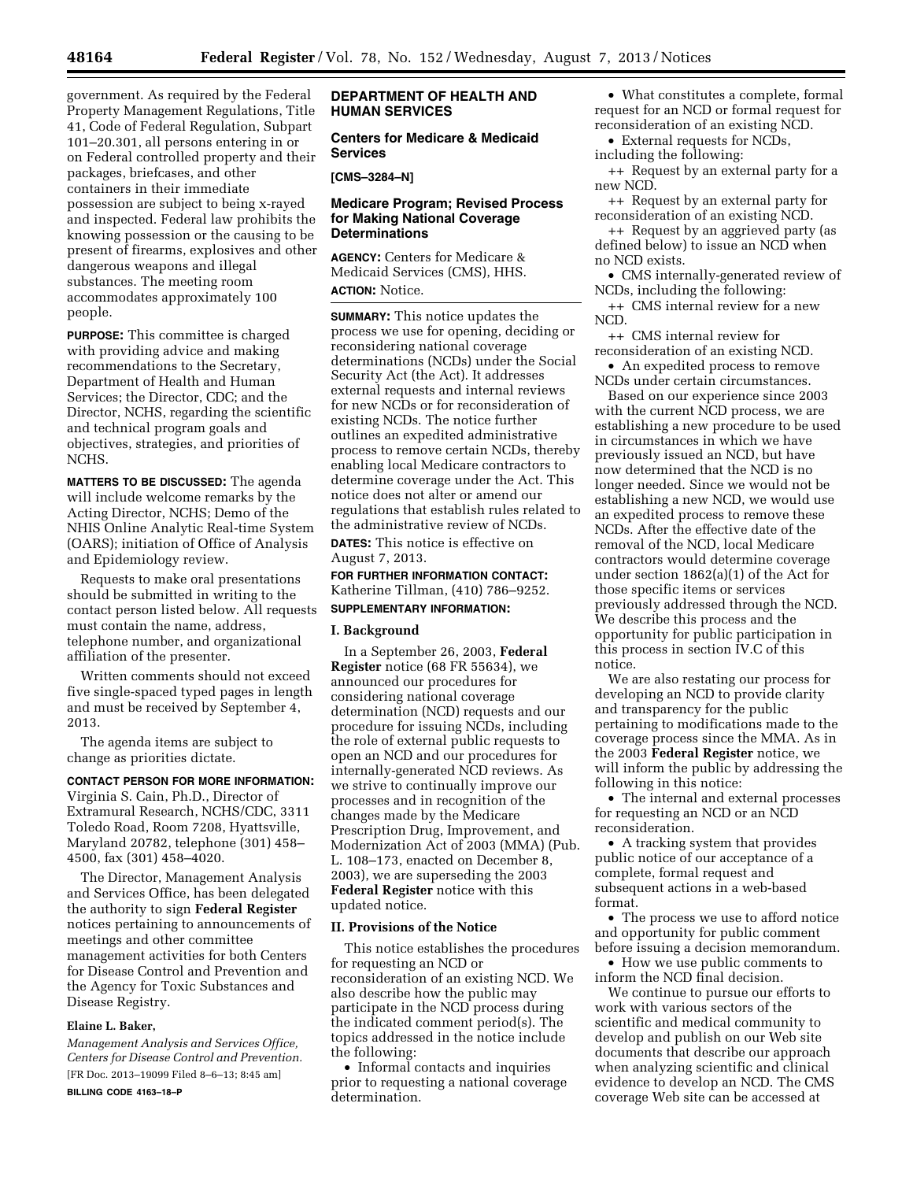government. As required by the Federal Property Management Regulations, Title 41, Code of Federal Regulation, Subpart 101–20.301, all persons entering in or on Federal controlled property and their packages, briefcases, and other containers in their immediate possession are subject to being x-rayed and inspected. Federal law prohibits the knowing possession or the causing to be present of firearms, explosives and other dangerous weapons and illegal substances. The meeting room accommodates approximately 100 people.

**PURPOSE:** This committee is charged with providing advice and making recommendations to the Secretary, Department of Health and Human Services; the Director, CDC; and the Director, NCHS, regarding the scientific and technical program goals and objectives, strategies, and priorities of NCHS.

**MATTERS TO BE DISCUSSED:** The agenda will include welcome remarks by the Acting Director, NCHS; Demo of the NHIS Online Analytic Real-time System (OARS); initiation of Office of Analysis and Epidemiology review.

Requests to make oral presentations should be submitted in writing to the contact person listed below. All requests must contain the name, address, telephone number, and organizational affiliation of the presenter.

Written comments should not exceed five single-spaced typed pages in length and must be received by September 4, 2013.

The agenda items are subject to change as priorities dictate.

**CONTACT PERSON FOR MORE INFORMATION:** Virginia S. Cain, Ph.D., Director of Extramural Research, NCHS/CDC, 3311 Toledo Road, Room 7208, Hyattsville, Maryland 20782, telephone (301) 458–4500, fax (301) 458–4020.

The Director, Management Analysis and Services Office, has been delegated the authority to sign **Federal Register** notices pertaining to announcements of meetings and other committee management activities for both Centers for Disease Control and Prevention and the Agency for Toxic Substances and Disease Registry.

**Elaine L. Baker,**

*Management Analysis and Services Office, Centers for Disease Control and Prevention.*

[FR Doc. 2013–19099 Filed 8–6–13; 8:45 am]

**BILLING CODE 4163–18–P**

## DEPARTMENT OF HEALTH AND HUMAN SERVICES

## Centers for Medicare & Medicaid Services

**[CMS–3284–N]**

## Medicare Program; Revised Process for Making National Coverage Determinations

**AGENCY:** Centers for Medicare & Medicaid Services (CMS), HHS.

**ACTION:** Notice.

**SUMMARY:** This notice updates the process we use for opening, deciding or reconsidering national coverage determinations (NCDs) under the Social Security Act (the Act). It addresses external requests and internal reviews for new NCDs or for reconsideration of existing NCDs. The notice further outlines an expedited administrative process to remove certain NCDs, thereby enabling local Medicare contractors to determine coverage under the Act. This notice does not alter or amend our regulations that establish rules related to the administrative review of NCDs.

**DATES:** This notice is effective on August 7, 2013.

**FOR FURTHER INFORMATION CONTACT:** Katherine Tillman, (410) 786–9252.

**SUPPLEMENTARY INFORMATION:**

### I. Background

In a September 26, 2003, **Federal Register** notice (68 FR 55634), we announced our procedures for considering national coverage determination (NCD) requests and our procedure for issuing NCDs, including the role of external public requests to open an NCD and our procedures for internally-generated NCD reviews. As we strive to continually improve our processes and in recognition of the changes made by the Medicare Prescription Drug, Improvement, and Modernization Act of 2003 (MMA) (Pub. L. 108–173, enacted on December 8, 2003), we are superseding the 2003 **Federal Register** notice with this updated notice.

### II. Provisions of the Notice

This notice establishes the procedures for requesting an NCD or reconsideration of an existing NCD. We also describe how the public may participate in the NCD process during the indicated comment period(s). The topics addressed in the notice include the following:

- Informal contacts and inquiries prior to requesting a national coverage determination.
- What constitutes a complete, formal request for an NCD or formal request for reconsideration of an existing NCD.
- External requests for NCDs, including the following:
  - ++ Request by an external party for a new NCD.
  - ++ Request by an external party for reconsideration of an existing NCD.
  - ++ Request by an aggrieved party (as defined below) to issue an NCD when no NCD exists.
- CMS internally-generated review of NCDs, including the following:
  - ++ CMS internal review for a new NCD.
  - ++ CMS internal review for reconsideration of an existing NCD.
- An expedited process to remove NCDs under certain circumstances.

Based on our experience since 2003 with the current NCD process, we are establishing a new procedure to be used in circumstances in which we have previously issued an NCD, but have now determined that the NCD is no longer needed. Since we would not be establishing a new NCD, we would use an expedited process to remove these NCDs. After the effective date of the removal of the NCD, local Medicare contractors would determine coverage under section 1862(a)(1) of the Act for those specific items or services previously addressed through the NCD. We describe this process and the opportunity for public participation in this process in section IV.C of this notice.

We are also restating our process for developing an NCD to provide clarity and transparency for the public pertaining to modifications made to the coverage process since the MMA. As in the 2003 **Federal Register** notice, we will inform the public by addressing the following in this notice:

- The internal and external processes for requesting an NCD or an NCD reconsideration.
- A tracking system that provides public notice of our acceptance of a complete, formal request and subsequent actions in a web-based format.
- The process we use to afford notice and opportunity for public comment before issuing a decision memorandum.
- How we use public comments to inform the NCD final decision.

We continue to pursue our efforts to work with various sectors of the scientific and medical community to develop and publish on our Web site documents that describe our approach when analyzing scientific and clinical evidence to develop an NCD. The CMS coverage Web site can be accessed at